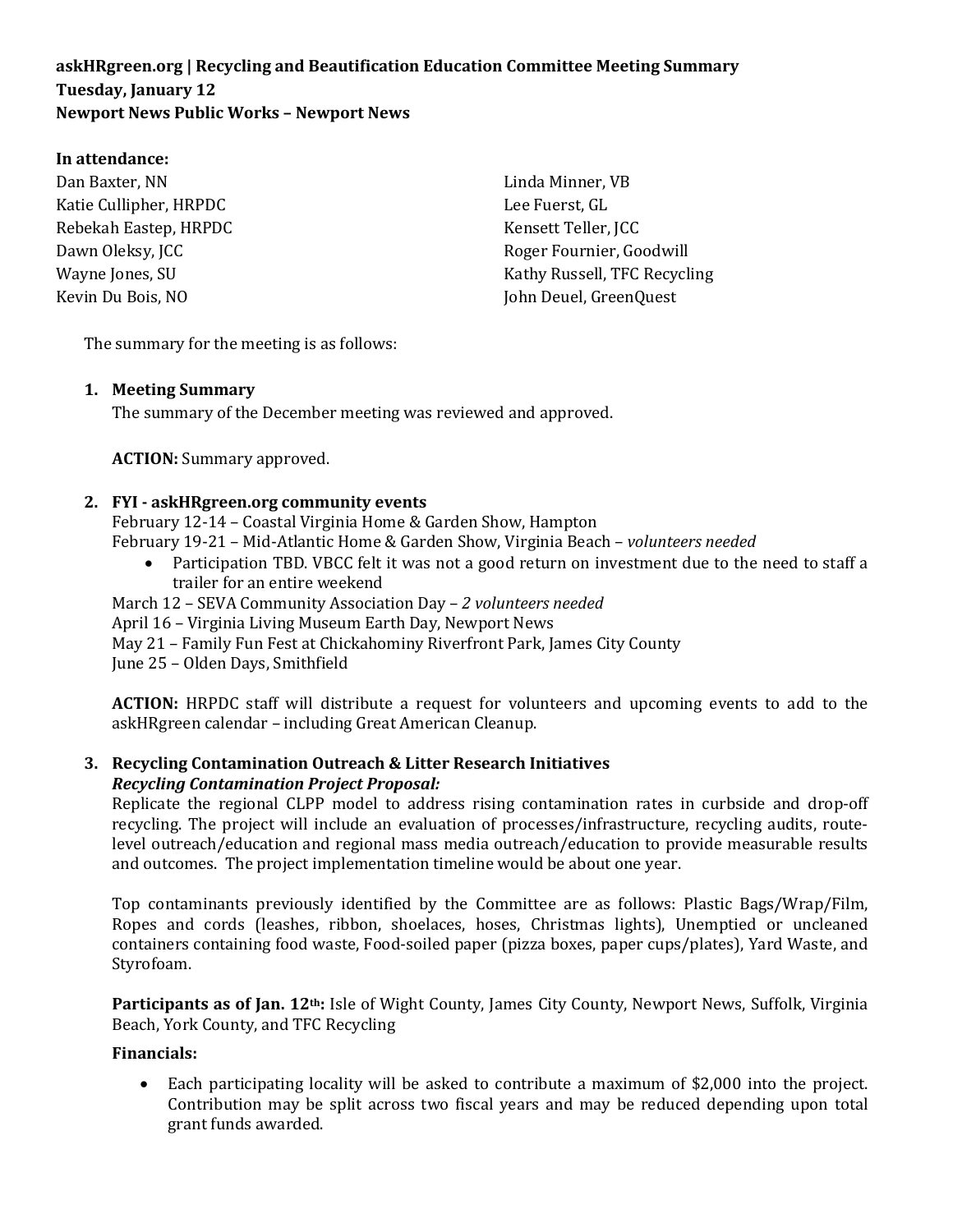**askHRgreen.org | Recycling and Beautification Education Committee Meeting Summary**
**Tuesday, January 12**
**Newport News Public Works – Newport News**

**In attendance:**

Dan Baxter, NN
Katie Cullipher, HRPDC
Rebekah Eastep, HRPDC
Dawn Oleksy, JCC
Wayne Jones, SU
Kevin Du Bois, NO
Linda Minner, VB
Lee Fuerst, GL
Kensett Teller, JCC
Roger Fournier, Goodwill
Kathy Russell, TFC Recycling
John Deuel, GreenQuest

The summary for the meeting is as follows:

1. **Meeting Summary**
   The summary of the December meeting was reviewed and approved.

   **ACTION:** Summary approved.

2. **FYI - askHRgreen.org community events**
   February 12-14 – Coastal Virginia Home & Garden Show, Hampton
   February 19-21 – Mid-Atlantic Home & Garden Show, Virginia Beach – *volunteers needed*
   - Participation TBD. VBCC felt it was not a good return on investment due to the need to staff a trailer for an entire weekend

   March 12 – SEVA Community Association Day – *2 volunteers needed*
   April 16 – Virginia Living Museum Earth Day, Newport News
   May 21 – Family Fun Fest at Chickahominy Riverfront Park, James City County
   June 25 – Olden Days, Smithfield

   **ACTION:** HRPDC staff will distribute a request for volunteers and upcoming events to add to the askHRgreen calendar – including Great American Cleanup.

3. **Recycling Contamination Outreach & Litter Research Initiatives**
   ***Recycling Contamination Project Proposal:***
   Replicate the regional CLPP model to address rising contamination rates in curbside and drop-off recycling. The project will include an evaluation of processes/infrastructure, recycling audits, route-level outreach/education and regional mass media outreach/education to provide measurable results and outcomes. The project implementation timeline would be about one year.

   Top contaminants previously identified by the Committee are as follows: Plastic Bags/Wrap/Film, Ropes and cords (leashes, ribbon, shoelaces, hoses, Christmas lights), Unemptied or uncleaned containers containing food waste, Food-soiled paper (pizza boxes, paper cups/plates), Yard Waste, and Styrofoam.

   **Participants as of Jan. 12th:** Isle of Wight County, James City County, Newport News, Suffolk, Virginia Beach, York County, and TFC Recycling

   **Financials:**
   - Each participating locality will be asked to contribute a maximum of $2,000 into the project. Contribution may be split across two fiscal years and may be reduced depending upon total grant funds awarded.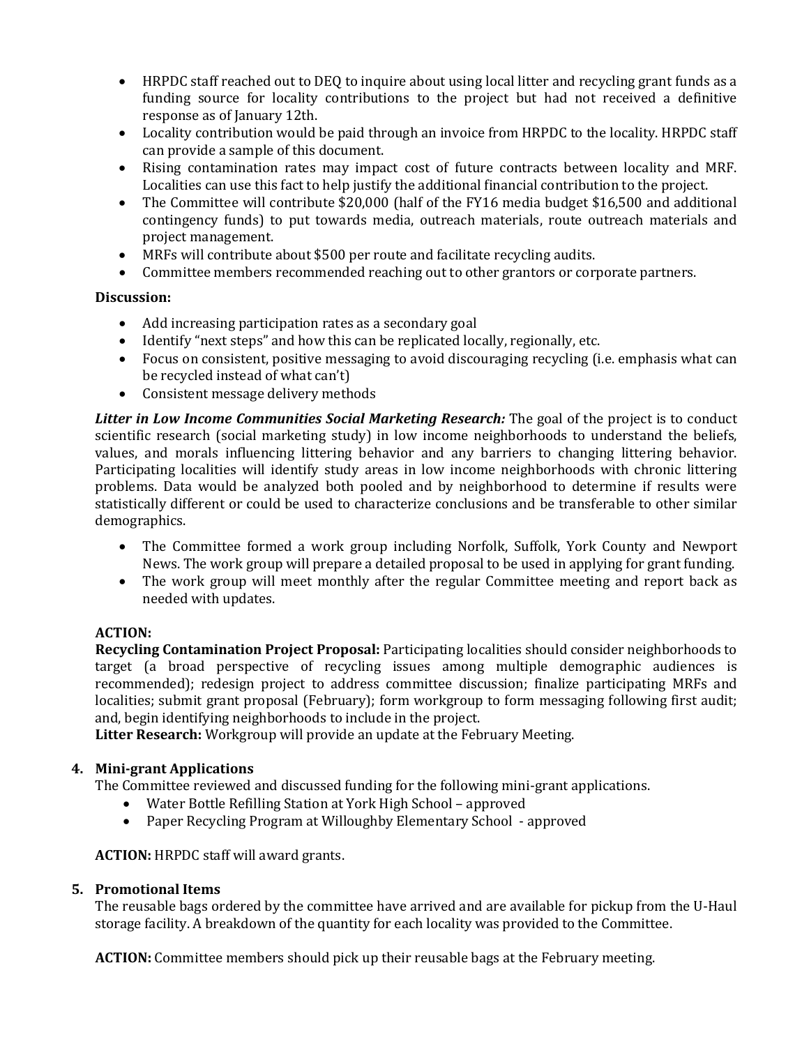- HRPDC staff reached out to DEQ to inquire about using local litter and recycling grant funds as a funding source for locality contributions to the project but had not received a definitive response as of January 12th.
- Locality contribution would be paid through an invoice from HRPDC to the locality. HRPDC staff can provide a sample of this document.
- Rising contamination rates may impact cost of future contracts between locality and MRF. Localities can use this fact to help justify the additional financial contribution to the project.
- The Committee will contribute $20,000 (half of the FY16 media budget $16,500 and additional contingency funds) to put towards media, outreach materials, route outreach materials and project management.
- MRFs will contribute about $500 per route and facilitate recycling audits.
- Committee members recommended reaching out to other grantors or corporate partners.

**Discussion:**

- Add increasing participation rates as a secondary goal
- Identify "next steps" and how this can be replicated locally, regionally, etc.
- Focus on consistent, positive messaging to avoid discouraging recycling (i.e. emphasis what can be recycled instead of what can't)
- Consistent message delivery methods

***Litter in Low Income Communities Social Marketing Research:*** The goal of the project is to conduct scientific research (social marketing study) in low income neighborhoods to understand the beliefs, values, and morals influencing littering behavior and any barriers to changing littering behavior. Participating localities will identify study areas in low income neighborhoods with chronic littering problems. Data would be analyzed both pooled and by neighborhood to determine if results were statistically different or could be used to characterize conclusions and be transferable to other similar demographics.

- The Committee formed a work group including Norfolk, Suffolk, York County and Newport News. The work group will prepare a detailed proposal to be used in applying for grant funding.
- The work group will meet monthly after the regular Committee meeting and report back as needed with updates.

**ACTION:**
**Recycling Contamination Project Proposal:** Participating localities should consider neighborhoods to target (a broad perspective of recycling issues among multiple demographic audiences is recommended); redesign project to address committee discussion; finalize participating MRFs and localities; submit grant proposal (February); form workgroup to form messaging following first audit; and, begin identifying neighborhoods to include in the project.
**Litter Research:** Workgroup will provide an update at the February Meeting.

**4. Mini-grant Applications**

The Committee reviewed and discussed funding for the following mini-grant applications.

- Water Bottle Refilling Station at York High School – approved
- Paper Recycling Program at Willoughby Elementary School - approved

**ACTION:** HRPDC staff will award grants.

**5. Promotional Items**

The reusable bags ordered by the committee have arrived and are available for pickup from the U-Haul storage facility. A breakdown of the quantity for each locality was provided to the Committee.

**ACTION:** Committee members should pick up their reusable bags at the February meeting.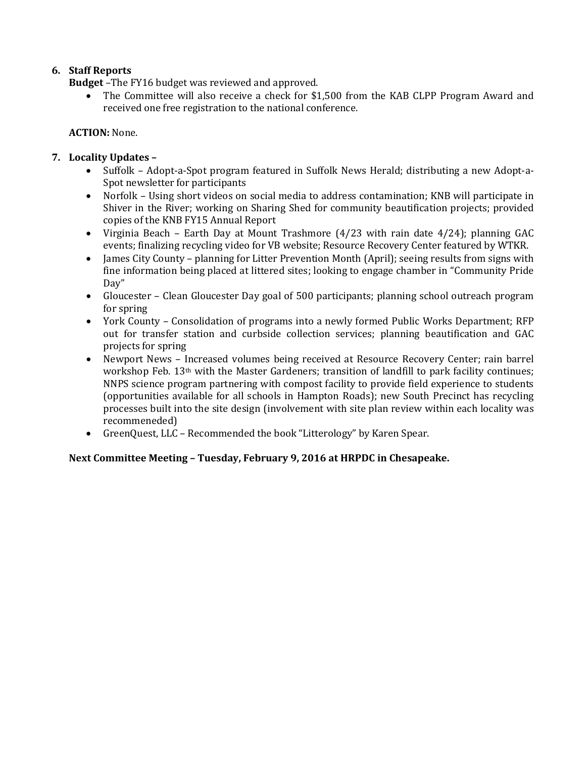6. **Staff Reports**

   **Budget** –The FY16 budget was reviewed and approved.

   - The Committee will also receive a check for $1,500 from the KAB CLPP Program Award and received one free registration to the national conference.

   **ACTION:** None.

7. **Locality Updates –**

   - Suffolk – Adopt-a-Spot program featured in Suffolk News Herald; distributing a new Adopt-a-Spot newsletter for participants
   - Norfolk – Using short videos on social media to address contamination; KNB will participate in Shiver in the River; working on Sharing Shed for community beautification projects; provided copies of the KNB FY15 Annual Report
   - Virginia Beach – Earth Day at Mount Trashmore (4/23 with rain date 4/24); planning GAC events; finalizing recycling video for VB website; Resource Recovery Center featured by WTKR.
   - James City County – planning for Litter Prevention Month (April); seeing results from signs with fine information being placed at littered sites; looking to engage chamber in "Community Pride Day"
   - Gloucester – Clean Gloucester Day goal of 500 participants; planning school outreach program for spring
   - York County – Consolidation of programs into a newly formed Public Works Department; RFP out for transfer station and curbside collection services; planning beautification and GAC projects for spring
   - Newport News – Increased volumes being received at Resource Recovery Center; rain barrel workshop Feb. 13th with the Master Gardeners; transition of landfill to park facility continues; NNPS science program partnering with compost facility to provide field experience to students (opportunities available for all schools in Hampton Roads); new South Precinct has recycling processes built into the site design (involvement with site plan review within each locality was recommeneded)
   - GreenQuest, LLC – Recommended the book "Litterology" by Karen Spear.

**Next Committee Meeting – Tuesday, February 9, 2016 at HRPDC in Chesapeake.**